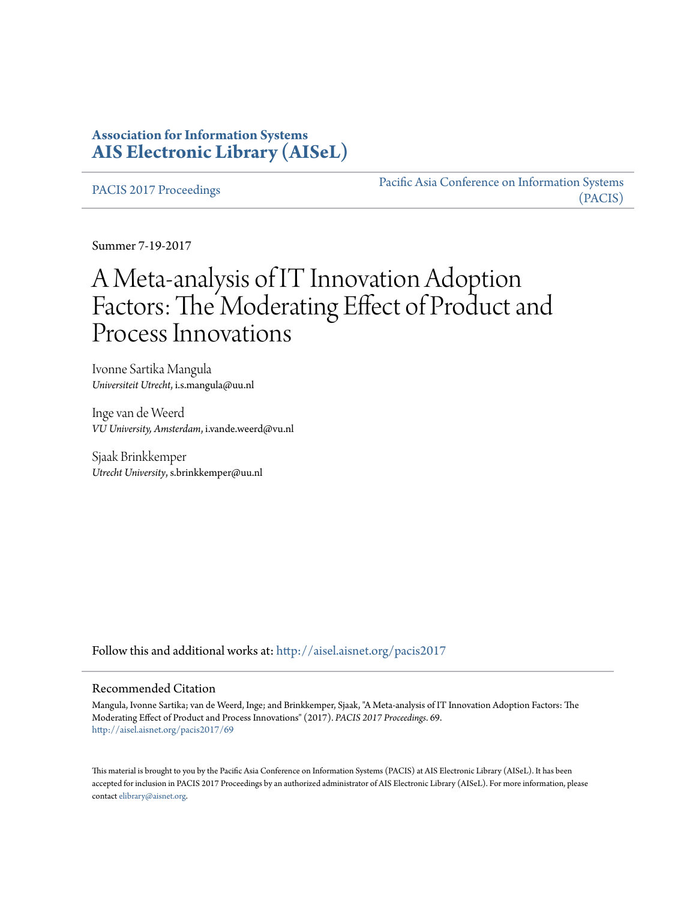**Association for Information Systems**
**[AIS Electronic Library (AISeL)](http://aisel.aisnet.org)**

PACIS 2017 Proceedings | Pacific Asia Conference on Information Systems (PACIS)

Summer 7-19-2017

# A Meta-analysis of IT Innovation Adoption Factors: The Moderating Effect of Product and Process Innovations

Ivonne Sartika Mangula
*Universiteit Utrecht*, i.s.mangula@uu.nl

Inge van de Weerd
*VU University, Amsterdam*, i.vande.weerd@vu.nl

Sjaak Brinkkemper
*Utrecht University*, s.brinkkemper@uu.nl

Follow this and additional works at: http://aisel.aisnet.org/pacis2017

## Recommended Citation

Mangula, Ivonne Sartika; van de Weerd, Inge; and Brinkkemper, Sjaak, "A Meta-analysis of IT Innovation Adoption Factors: The Moderating Effect of Product and Process Innovations" (2017). *PACIS 2017 Proceedings*. 69.
http://aisel.aisnet.org/pacis2017/69

This material is brought to you by the Pacific Asia Conference on Information Systems (PACIS) at AIS Electronic Library (AISeL). It has been accepted for inclusion in PACIS 2017 Proceedings by an authorized administrator of AIS Electronic Library (AISeL). For more information, please contact elibrary@aisnet.org.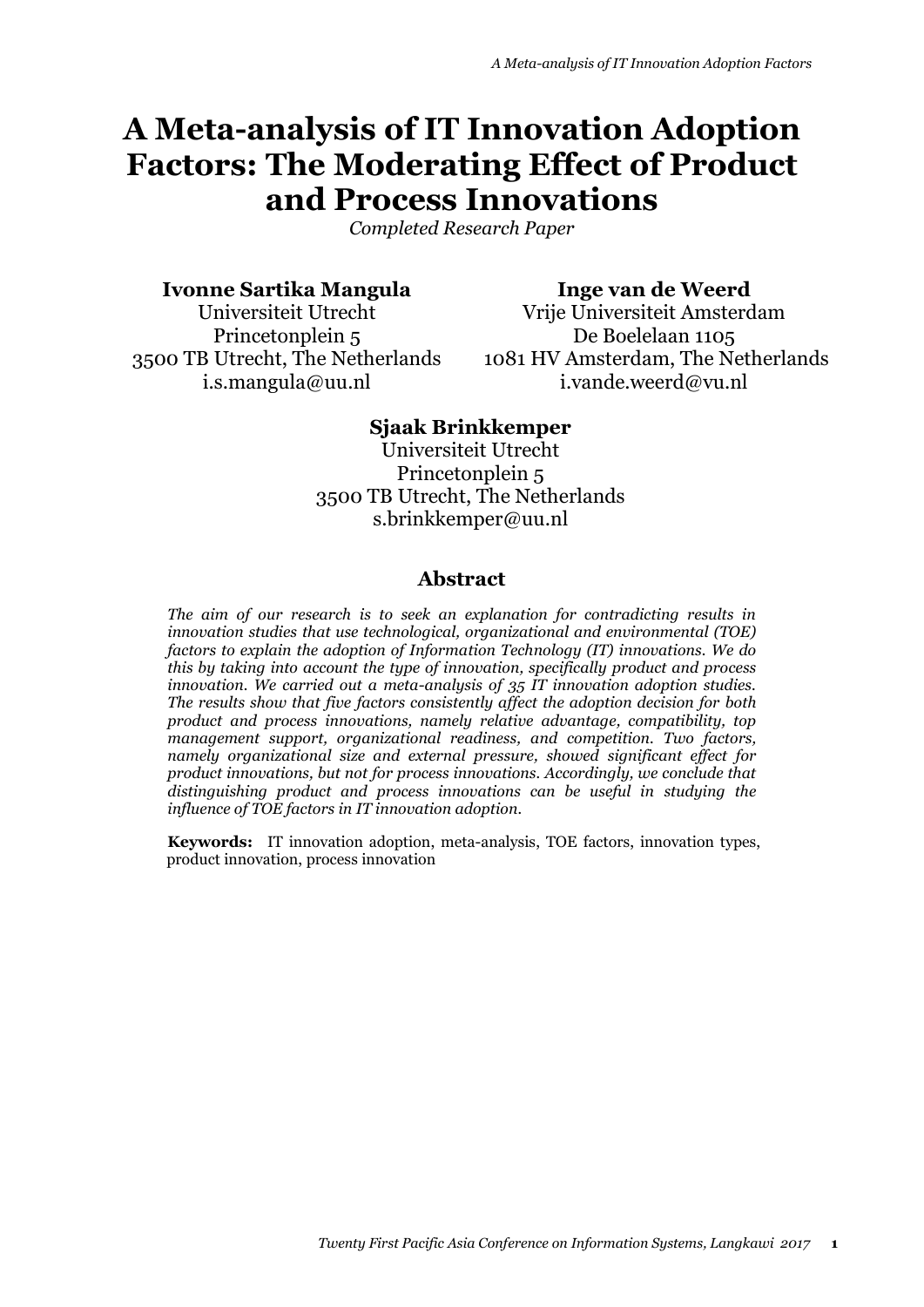# A Meta-analysis of IT Innovation Adoption Factors: The Moderating Effect of Product and Process Innovations

*Completed Research Paper*

**Ivonne Sartika Mangula**
Universiteit Utrecht
Princetonplein 5
3500 TB Utrecht, The Netherlands
i.s.mangula@uu.nl

**Inge van de Weerd**
Vrije Universiteit Amsterdam
De Boelelaan 1105
1081 HV Amsterdam, The Netherlands
i.vande.weerd@vu.nl

**Sjaak Brinkkemper**
Universiteit Utrecht
Princetonplein 5
3500 TB Utrecht, The Netherlands
s.brinkkemper@uu.nl

## Abstract

*The aim of our research is to seek an explanation for contradicting results in innovation studies that use technological, organizational and environmental (TOE) factors to explain the adoption of Information Technology (IT) innovations. We do this by taking into account the type of innovation, specifically product and process innovation. We carried out a meta-analysis of 35 IT innovation adoption studies. The results show that five factors consistently affect the adoption decision for both product and process innovations, namely relative advantage, compatibility, top management support, organizational readiness, and competition. Two factors, namely organizational size and external pressure, showed significant effect for product innovations, but not for process innovations. Accordingly, we conclude that distinguishing product and process innovations can be useful in studying the influence of TOE factors in IT innovation adoption.*

**Keywords:** IT innovation adoption, meta-analysis, TOE factors, innovation types, product innovation, process innovation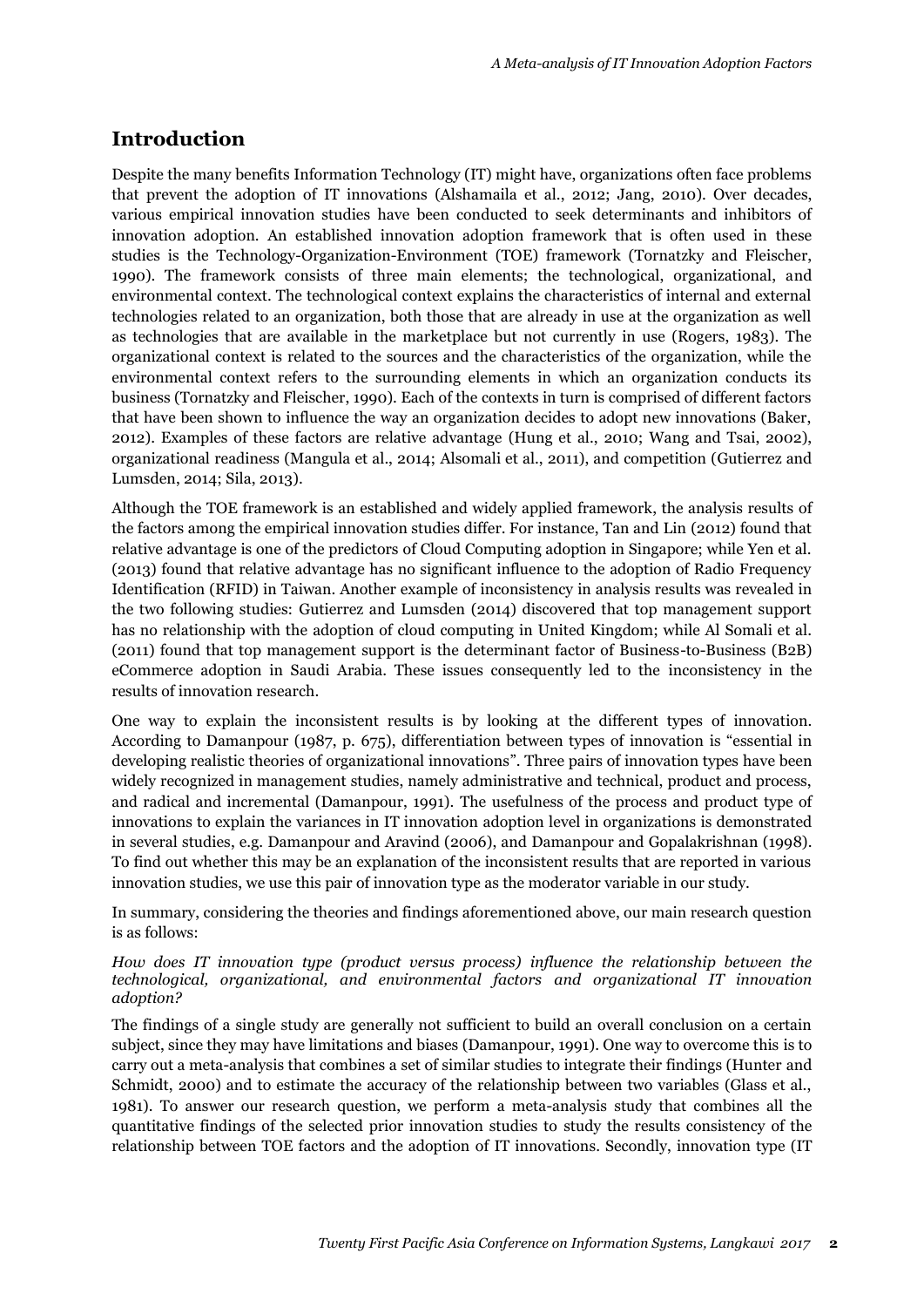## Introduction

Despite the many benefits Information Technology (IT) might have, organizations often face problems that prevent the adoption of IT innovations (Alshamaila et al., 2012; Jang, 2010). Over decades, various empirical innovation studies have been conducted to seek determinants and inhibitors of innovation adoption. An established innovation adoption framework that is often used in these studies is the Technology-Organization-Environment (TOE) framework (Tornatzky and Fleischer, 1990). The framework consists of three main elements; the technological, organizational, and environmental context. The technological context explains the characteristics of internal and external technologies related to an organization, both those that are already in use at the organization as well as technologies that are available in the marketplace but not currently in use (Rogers, 1983). The organizational context is related to the sources and the characteristics of the organization, while the environmental context refers to the surrounding elements in which an organization conducts its business (Tornatzky and Fleischer, 1990). Each of the contexts in turn is comprised of different factors that have been shown to influence the way an organization decides to adopt new innovations (Baker, 2012). Examples of these factors are relative advantage (Hung et al., 2010; Wang and Tsai, 2002), organizational readiness (Mangula et al., 2014; Alsomali et al., 2011), and competition (Gutierrez and Lumsden, 2014; Sila, 2013).

Although the TOE framework is an established and widely applied framework, the analysis results of the factors among the empirical innovation studies differ. For instance, Tan and Lin (2012) found that relative advantage is one of the predictors of Cloud Computing adoption in Singapore; while Yen et al. (2013) found that relative advantage has no significant influence to the adoption of Radio Frequency Identification (RFID) in Taiwan. Another example of inconsistency in analysis results was revealed in the two following studies: Gutierrez and Lumsden (2014) discovered that top management support has no relationship with the adoption of cloud computing in United Kingdom; while Al Somali et al. (2011) found that top management support is the determinant factor of Business-to-Business (B2B) eCommerce adoption in Saudi Arabia. These issues consequently led to the inconsistency in the results of innovation research.

One way to explain the inconsistent results is by looking at the different types of innovation. According to Damanpour (1987, p. 675), differentiation between types of innovation is "essential in developing realistic theories of organizational innovations". Three pairs of innovation types have been widely recognized in management studies, namely administrative and technical, product and process, and radical and incremental (Damanpour, 1991). The usefulness of the process and product type of innovations to explain the variances in IT innovation adoption level in organizations is demonstrated in several studies, e.g. Damanpour and Aravind (2006), and Damanpour and Gopalakrishnan (1998). To find out whether this may be an explanation of the inconsistent results that are reported in various innovation studies, we use this pair of innovation type as the moderator variable in our study.

In summary, considering the theories and findings aforementioned above, our main research question is as follows:

*How does IT innovation type (product versus process) influence the relationship between the technological, organizational, and environmental factors and organizational IT innovation adoption?*

The findings of a single study are generally not sufficient to build an overall conclusion on a certain subject, since they may have limitations and biases (Damanpour, 1991). One way to overcome this is to carry out a meta-analysis that combines a set of similar studies to integrate their findings (Hunter and Schmidt, 2000) and to estimate the accuracy of the relationship between two variables (Glass et al., 1981). To answer our research question, we perform a meta-analysis study that combines all the quantitative findings of the selected prior innovation studies to study the results consistency of the relationship between TOE factors and the adoption of IT innovations. Secondly, innovation type (IT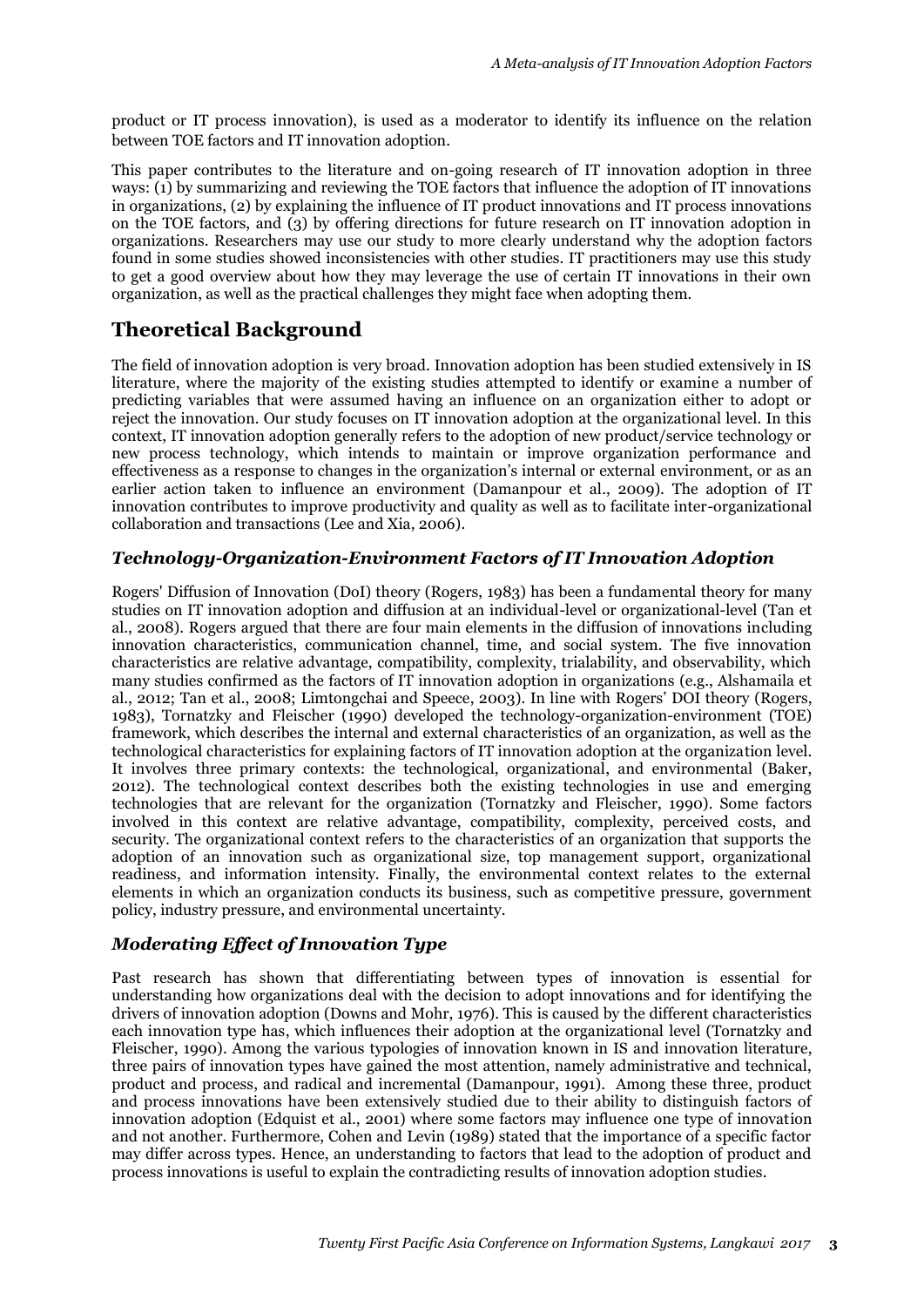product or IT process innovation), is used as a moderator to identify its influence on the relation between TOE factors and IT innovation adoption.

This paper contributes to the literature and on-going research of IT innovation adoption in three ways: (1) by summarizing and reviewing the TOE factors that influence the adoption of IT innovations in organizations, (2) by explaining the influence of IT product innovations and IT process innovations on the TOE factors, and (3) by offering directions for future research on IT innovation adoption in organizations. Researchers may use our study to more clearly understand why the adoption factors found in some studies showed inconsistencies with other studies. IT practitioners may use this study to get a good overview about how they may leverage the use of certain IT innovations in their own organization, as well as the practical challenges they might face when adopting them.

## Theoretical Background

The field of innovation adoption is very broad. Innovation adoption has been studied extensively in IS literature, where the majority of the existing studies attempted to identify or examine a number of predicting variables that were assumed having an influence on an organization either to adopt or reject the innovation. Our study focuses on IT innovation adoption at the organizational level. In this context, IT innovation adoption generally refers to the adoption of new product/service technology or new process technology, which intends to maintain or improve organization performance and effectiveness as a response to changes in the organization's internal or external environment, or as an earlier action taken to influence an environment (Damanpour et al., 2009). The adoption of IT innovation contributes to improve productivity and quality as well as to facilitate inter-organizational collaboration and transactions (Lee and Xia, 2006).

### *Technology-Organization-Environment Factors of IT Innovation Adoption*

Rogers' Diffusion of Innovation (DoI) theory (Rogers, 1983) has been a fundamental theory for many studies on IT innovation adoption and diffusion at an individual-level or organizational-level (Tan et al., 2008). Rogers argued that there are four main elements in the diffusion of innovations including innovation characteristics, communication channel, time, and social system. The five innovation characteristics are relative advantage, compatibility, complexity, trialability, and observability, which many studies confirmed as the factors of IT innovation adoption in organizations (e.g., Alshamaila et al., 2012; Tan et al., 2008; Limtongchai and Speece, 2003). In line with Rogers' DOI theory (Rogers, 1983), Tornatzky and Fleischer (1990) developed the technology-organization-environment (TOE) framework, which describes the internal and external characteristics of an organization, as well as the technological characteristics for explaining factors of IT innovation adoption at the organization level. It involves three primary contexts: the technological, organizational, and environmental (Baker, 2012). The technological context describes both the existing technologies in use and emerging technologies that are relevant for the organization (Tornatzky and Fleischer, 1990). Some factors involved in this context are relative advantage, compatibility, complexity, perceived costs, and security. The organizational context refers to the characteristics of an organization that supports the adoption of an innovation such as organizational size, top management support, organizational readiness, and information intensity. Finally, the environmental context relates to the external elements in which an organization conducts its business, such as competitive pressure, government policy, industry pressure, and environmental uncertainty.

### *Moderating Effect of Innovation Type*

Past research has shown that differentiating between types of innovation is essential for understanding how organizations deal with the decision to adopt innovations and for identifying the drivers of innovation adoption (Downs and Mohr, 1976). This is caused by the different characteristics each innovation type has, which influences their adoption at the organizational level (Tornatzky and Fleischer, 1990). Among the various typologies of innovation known in IS and innovation literature, three pairs of innovation types have gained the most attention, namely administrative and technical, product and process, and radical and incremental (Damanpour, 1991). Among these three, product and process innovations have been extensively studied due to their ability to distinguish factors of innovation adoption (Edquist et al., 2001) where some factors may influence one type of innovation and not another. Furthermore, Cohen and Levin (1989) stated that the importance of a specific factor may differ across types. Hence, an understanding to factors that lead to the adoption of product and process innovations is useful to explain the contradicting results of innovation adoption studies.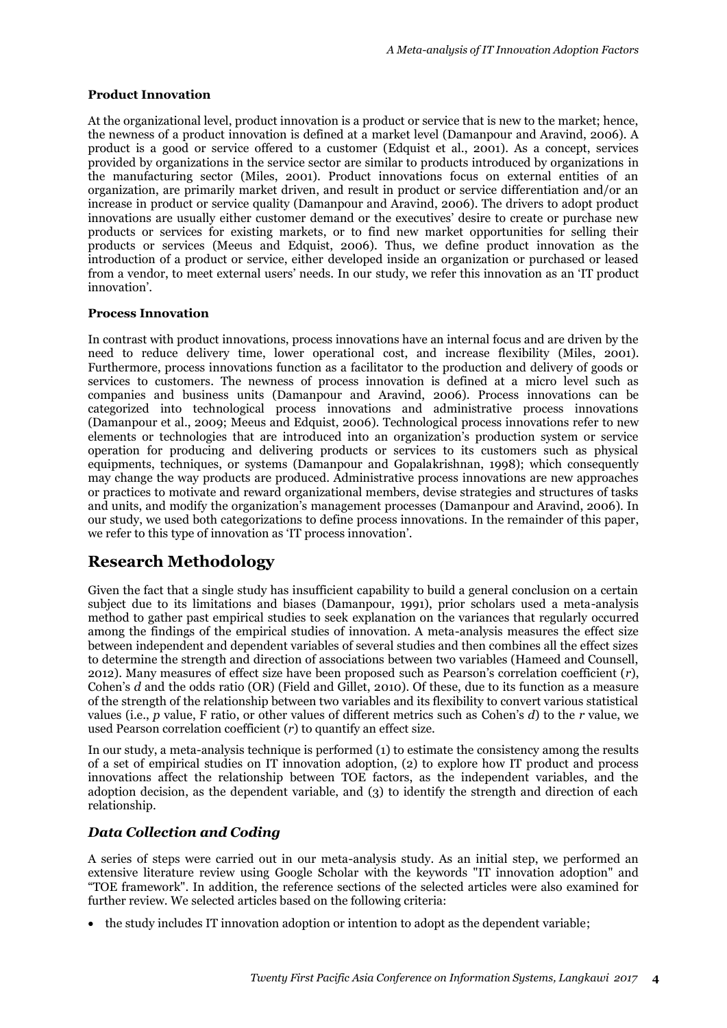### Product Innovation

At the organizational level, product innovation is a product or service that is new to the market; hence, the newness of a product innovation is defined at a market level (Damanpour and Aravind, 2006). A product is a good or service offered to a customer (Edquist et al., 2001). As a concept, services provided by organizations in the service sector are similar to products introduced by organizations in the manufacturing sector (Miles, 2001). Product innovations focus on external entities of an organization, are primarily market driven, and result in product or service differentiation and/or an increase in product or service quality (Damanpour and Aravind, 2006). The drivers to adopt product innovations are usually either customer demand or the executives' desire to create or purchase new products or services for existing markets, or to find new market opportunities for selling their products or services (Meeus and Edquist, 2006). Thus, we define product innovation as the introduction of a product or service, either developed inside an organization or purchased or leased from a vendor, to meet external users' needs. In our study, we refer this innovation as an 'IT product innovation'.

### Process Innovation

In contrast with product innovations, process innovations have an internal focus and are driven by the need to reduce delivery time, lower operational cost, and increase flexibility (Miles, 2001). Furthermore, process innovations function as a facilitator to the production and delivery of goods or services to customers. The newness of process innovation is defined at a micro level such as companies and business units (Damanpour and Aravind, 2006). Process innovations can be categorized into technological process innovations and administrative process innovations (Damanpour et al., 2009; Meeus and Edquist, 2006). Technological process innovations refer to new elements or technologies that are introduced into an organization's production system or service operation for producing and delivering products or services to its customers such as physical equipments, techniques, or systems (Damanpour and Gopalakrishnan, 1998); which consequently may change the way products are produced. Administrative process innovations are new approaches or practices to motivate and reward organizational members, devise strategies and structures of tasks and units, and modify the organization's management processes (Damanpour and Aravind, 2006). In our study, we used both categorizations to define process innovations. In the remainder of this paper, we refer to this type of innovation as 'IT process innovation'.

## Research Methodology

Given the fact that a single study has insufficient capability to build a general conclusion on a certain subject due to its limitations and biases (Damanpour, 1991), prior scholars used a meta-analysis method to gather past empirical studies to seek explanation on the variances that regularly occurred among the findings of the empirical studies of innovation. A meta-analysis measures the effect size between independent and dependent variables of several studies and then combines all the effect sizes to determine the strength and direction of associations between two variables (Hameed and Counsell, 2012). Many measures of effect size have been proposed such as Pearson's correlation coefficient ($r$), Cohen's $d$ and the odds ratio (OR) (Field and Gillet, 2010). Of these, due to its function as a measure of the strength of the relationship between two variables and its flexibility to convert various statistical values (i.e., $p$ value, F ratio, or other values of different metrics such as Cohen's $d$) to the $r$ value, we used Pearson correlation coefficient ($r$) to quantify an effect size.

In our study, a meta-analysis technique is performed (1) to estimate the consistency among the results of a set of empirical studies on IT innovation adoption, (2) to explore how IT product and process innovations affect the relationship between TOE factors, as the independent variables, and the adoption decision, as the dependent variable, and (3) to identify the strength and direction of each relationship.

### *Data Collection and Coding*

A series of steps were carried out in our meta-analysis study. As an initial step, we performed an extensive literature review using Google Scholar with the keywords "IT innovation adoption" and "TOE framework". In addition, the reference sections of the selected articles were also examined for further review. We selected articles based on the following criteria:

- the study includes IT innovation adoption or intention to adopt as the dependent variable;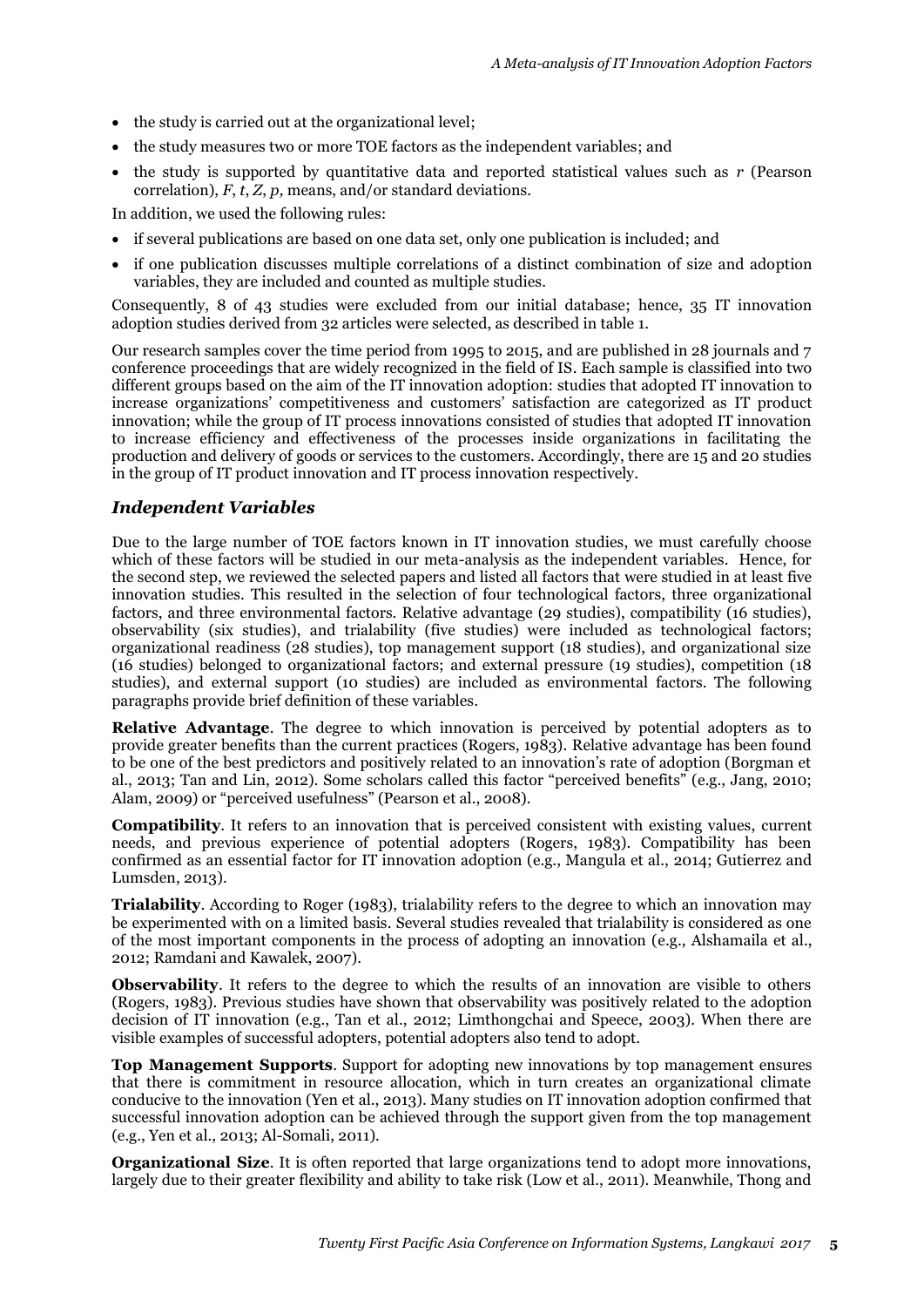- the study is carried out at the organizational level;
- the study measures two or more TOE factors as the independent variables; and
- the study is supported by quantitative data and reported statistical values such as $r$ (Pearson correlation), $F$, $t$, $Z$, $p$, means, and/or standard deviations.

In addition, we used the following rules:

- if several publications are based on one data set, only one publication is included; and
- if one publication discusses multiple correlations of a distinct combination of size and adoption variables, they are included and counted as multiple studies.

Consequently, 8 of 43 studies were excluded from our initial database; hence, 35 IT innovation adoption studies derived from 32 articles were selected, as described in table 1.

Our research samples cover the time period from 1995 to 2015, and are published in 28 journals and 7 conference proceedings that are widely recognized in the field of IS. Each sample is classified into two different groups based on the aim of the IT innovation adoption: studies that adopted IT innovation to increase organizations' competitiveness and customers' satisfaction are categorized as IT product innovation; while the group of IT process innovations consisted of studies that adopted IT innovation to increase efficiency and effectiveness of the processes inside organizations in facilitating the production and delivery of goods or services to the customers. Accordingly, there are 15 and 20 studies in the group of IT product innovation and IT process innovation respectively.

### *Independent Variables*

Due to the large number of TOE factors known in IT innovation studies, we must carefully choose which of these factors will be studied in our meta-analysis as the independent variables. Hence, for the second step, we reviewed the selected papers and listed all factors that were studied in at least five innovation studies. This resulted in the selection of four technological factors, three organizational factors, and three environmental factors. Relative advantage (29 studies), compatibility (16 studies), observability (six studies), and trialability (five studies) were included as technological factors; organizational readiness (28 studies), top management support (18 studies), and organizational size (16 studies) belonged to organizational factors; and external pressure (19 studies), competition (18 studies), and external support (10 studies) are included as environmental factors. The following paragraphs provide brief definition of these variables.

**Relative Advantage**. The degree to which innovation is perceived by potential adopters as to provide greater benefits than the current practices (Rogers, 1983). Relative advantage has been found to be one of the best predictors and positively related to an innovation's rate of adoption (Borgman et al., 2013; Tan and Lin, 2012). Some scholars called this factor "perceived benefits" (e.g., Jang, 2010; Alam, 2009) or "perceived usefulness" (Pearson et al., 2008).

**Compatibility**. It refers to an innovation that is perceived consistent with existing values, current needs, and previous experience of potential adopters (Rogers, 1983). Compatibility has been confirmed as an essential factor for IT innovation adoption (e.g., Mangula et al., 2014; Gutierrez and Lumsden, 2013).

**Trialability**. According to Roger (1983), trialability refers to the degree to which an innovation may be experimented with on a limited basis. Several studies revealed that trialability is considered as one of the most important components in the process of adopting an innovation (e.g., Alshamaila et al., 2012; Ramdani and Kawalek, 2007).

**Observability**. It refers to the degree to which the results of an innovation are visible to others (Rogers, 1983). Previous studies have shown that observability was positively related to the adoption decision of IT innovation (e.g., Tan et al., 2012; Limthongchai and Speece, 2003). When there are visible examples of successful adopters, potential adopters also tend to adopt.

**Top Management Supports**. Support for adopting new innovations by top management ensures that there is commitment in resource allocation, which in turn creates an organizational climate conducive to the innovation (Yen et al., 2013). Many studies on IT innovation adoption confirmed that successful innovation adoption can be achieved through the support given from the top management (e.g., Yen et al., 2013; Al-Somali, 2011).

**Organizational Size**. It is often reported that large organizations tend to adopt more innovations, largely due to their greater flexibility and ability to take risk (Low et al., 2011). Meanwhile, Thong and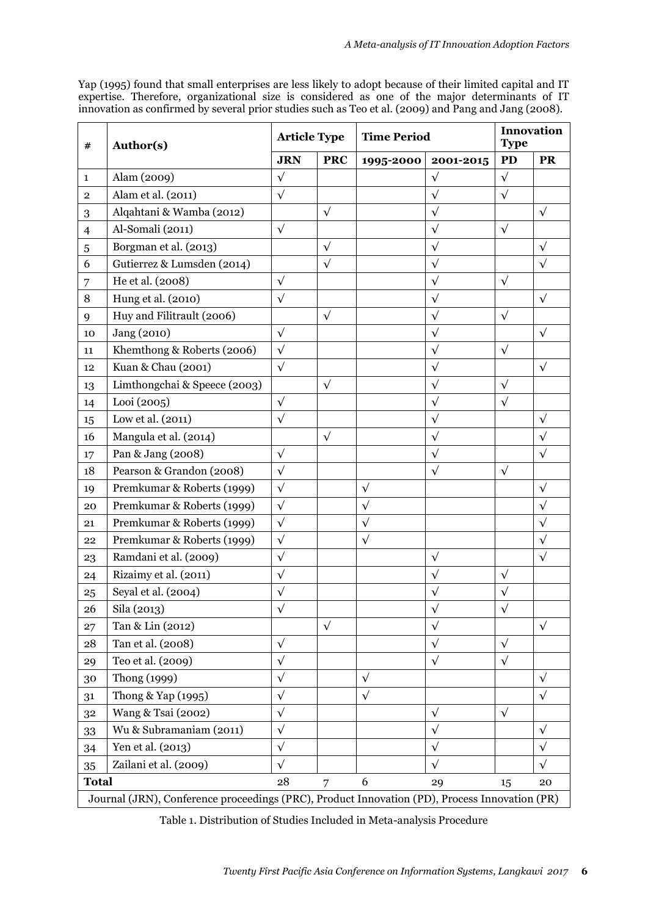Yap (1995) found that small enterprises are less likely to adopt because of their limited capital and IT expertise. Therefore, organizational size is considered as one of the major determinants of IT innovation as confirmed by several prior studies such as Teo et al. (2009) and Pang and Jang (2008).

| # | Author(s) | Article Type | | Time Period | | Innovation Type | |
|---|---|---|---|---|---|---|---|
| | | JRN | PRC | 1995-2000 | 2001-2015 | PD | PR |
| 1 | Alam (2009) | √ | | | √ | √ | |
| 2 | Alam et al. (2011) | √ | | | √ | √ | |
| 3 | Alqahtani & Wamba (2012) | | √ | | √ | | √ |
| 4 | Al-Somali (2011) | √ | | | √ | √ | |
| 5 | Borgman et al. (2013) | | √ | | √ | | √ |
| 6 | Gutierrez & Lumsden (2014) | | √ | | √ | | √ |
| 7 | He et al. (2008) | √ | | | √ | √ | |
| 8 | Hung et al. (2010) | √ | | | √ | | √ |
| 9 | Huy and Filitrault (2006) | | √ | | √ | √ | |
| 10 | Jang (2010) | √ | | | √ | | √ |
| 11 | Khemthong & Roberts (2006) | √ | | | √ | √ | |
| 12 | Kuan & Chau (2001) | √ | | | √ | | √ |
| 13 | Limthongchai & Speece (2003) | | √ | | √ | √ | |
| 14 | Looi (2005) | √ | | | √ | √ | |
| 15 | Low et al. (2011) | √ | | | √ | | √ |
| 16 | Mangula et al. (2014) | | √ | | √ | | √ |
| 17 | Pan & Jang (2008) | √ | | | √ | | √ |
| 18 | Pearson & Grandon (2008) | √ | | | √ | √ | |
| 19 | Premkumar & Roberts (1999) | √ | | √ | | | √ |
| 20 | Premkumar & Roberts (1999) | √ | | √ | | | √ |
| 21 | Premkumar & Roberts (1999) | √ | | √ | | | √ |
| 22 | Premkumar & Roberts (1999) | √ | | √ | | | √ |
| 23 | Ramdani et al. (2009) | √ | | | √ | | √ |
| 24 | Rizaimy et al. (2011) | √ | | | √ | √ | |
| 25 | Seyal et al. (2004) | √ | | | √ | √ | |
| 26 | Sila (2013) | √ | | | √ | √ | |
| 27 | Tan & Lin (2012) | | √ | | √ | | √ |
| 28 | Tan et al. (2008) | √ | | | √ | √ | |
| 29 | Teo et al. (2009) | √ | | | √ | √ | |
| 30 | Thong (1999) | √ | | √ | | | √ |
| 31 | Thong & Yap (1995) | √ | | √ | | | √ |
| 32 | Wang & Tsai (2002) | √ | | | √ | √ | |
| 33 | Wu & Subramaniam (2011) | √ | | | √ | | √ |
| 34 | Yen et al. (2013) | √ | | | √ | | √ |
| 35 | Zailani et al. (2009) | √ | | | √ | | √ |
| **Total** | | 28 | 7 | 6 | 29 | 15 | 20 |

Journal (JRN), Conference proceedings (PRC), Product Innovation (PD), Process Innovation (PR)

Table 1. Distribution of Studies Included in Meta-analysis Procedure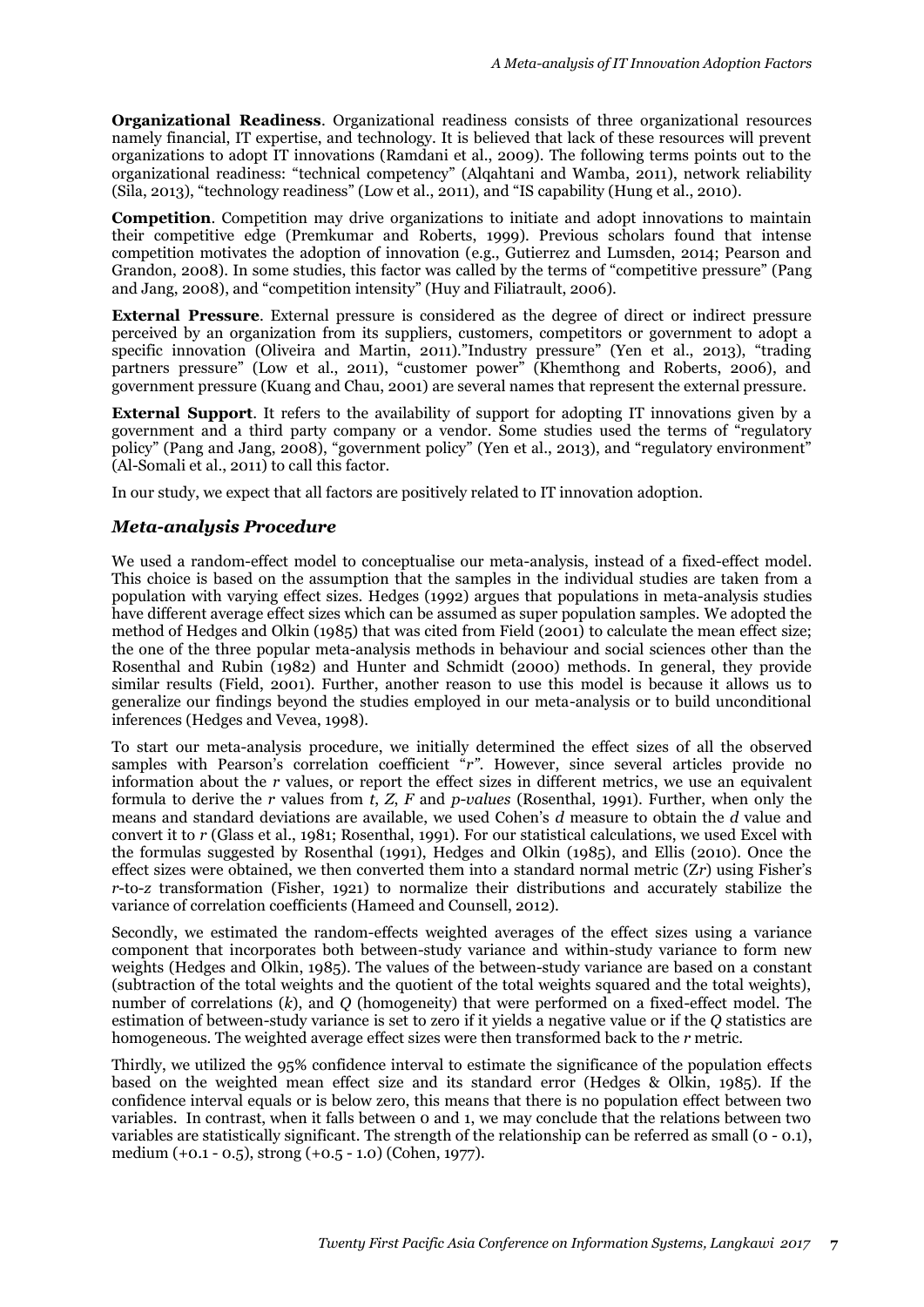**Organizational Readiness**. Organizational readiness consists of three organizational resources namely financial, IT expertise, and technology. It is believed that lack of these resources will prevent organizations to adopt IT innovations (Ramdani et al., 2009). The following terms points out to the organizational readiness: "technical competency" (Alqahtani and Wamba, 2011), network reliability (Sila, 2013), "technology readiness" (Low et al., 2011), and "IS capability (Hung et al., 2010).

**Competition**. Competition may drive organizations to initiate and adopt innovations to maintain their competitive edge (Premkumar and Roberts, 1999). Previous scholars found that intense competition motivates the adoption of innovation (e.g., Gutierrez and Lumsden, 2014; Pearson and Grandon, 2008). In some studies, this factor was called by the terms of "competitive pressure" (Pang and Jang, 2008), and "competition intensity" (Huy and Filiatrault, 2006).

**External Pressure**. External pressure is considered as the degree of direct or indirect pressure perceived by an organization from its suppliers, customers, competitors or government to adopt a specific innovation (Oliveira and Martin, 2011)."Industry pressure" (Yen et al., 2013), "trading partners pressure" (Low et al., 2011), "customer power" (Khemthong and Roberts, 2006), and government pressure (Kuang and Chau, 2001) are several names that represent the external pressure.

**External Support**. It refers to the availability of support for adopting IT innovations given by a government and a third party company or a vendor. Some studies used the terms of "regulatory policy" (Pang and Jang, 2008), "government policy" (Yen et al., 2013), and "regulatory environment" (Al-Somali et al., 2011) to call this factor.

In our study, we expect that all factors are positively related to IT innovation adoption.

### *Meta-analysis Procedure*

We used a random-effect model to conceptualise our meta-analysis, instead of a fixed-effect model. This choice is based on the assumption that the samples in the individual studies are taken from a population with varying effect sizes. Hedges (1992) argues that populations in meta-analysis studies have different average effect sizes which can be assumed as super population samples. We adopted the method of Hedges and Olkin (1985) that was cited from Field (2001) to calculate the mean effect size; the one of the three popular meta-analysis methods in behaviour and social sciences other than the Rosenthal and Rubin (1982) and Hunter and Schmidt (2000) methods. In general, they provide similar results (Field, 2001). Further, another reason to use this model is because it allows us to generalize our findings beyond the studies employed in our meta-analysis or to build unconditional inferences (Hedges and Vevea, 1998).

To start our meta-analysis procedure, we initially determined the effect sizes of all the observed samples with Pearson's correlation coefficient "$r$". However, since several articles provide no information about the $r$ values, or report the effect sizes in different metrics, we use an equivalent formula to derive the $r$ values from $t$, $Z$, $F$ and *p-values* (Rosenthal, 1991). Further, when only the means and standard deviations are available, we used Cohen's $d$ measure to obtain the $d$ value and convert it to $r$ (Glass et al., 1981; Rosenthal, 1991). For our statistical calculations, we used Excel with the formulas suggested by Rosenthal (1991), Hedges and Olkin (1985), and Ellis (2010). Once the effect sizes were obtained, we then converted them into a standard normal metric ($Zr$) using Fisher's $r$-to-$z$ transformation (Fisher, 1921) to normalize their distributions and accurately stabilize the variance of correlation coefficients (Hameed and Counsell, 2012).

Secondly, we estimated the random-effects weighted averages of the effect sizes using a variance component that incorporates both between-study variance and within-study variance to form new weights (Hedges and Olkin, 1985). The values of the between-study variance are based on a constant (subtraction of the total weights and the quotient of the total weights squared and the total weights), number of correlations ($k$), and $Q$ (homogeneity) that were performed on a fixed-effect model. The estimation of between-study variance is set to zero if it yields a negative value or if the $Q$ statistics are homogeneous. The weighted average effect sizes were then transformed back to the $r$ metric.

Thirdly, we utilized the 95% confidence interval to estimate the significance of the population effects based on the weighted mean effect size and its standard error (Hedges & Olkin, 1985). If the confidence interval equals or is below zero, this means that there is no population effect between two variables. In contrast, when it falls between 0 and 1, we may conclude that the relations between two variables are statistically significant. The strength of the relationship can be referred as small (0 - 0.1), medium (+0.1 - 0.5), strong (+0.5 - 1.0) (Cohen, 1977).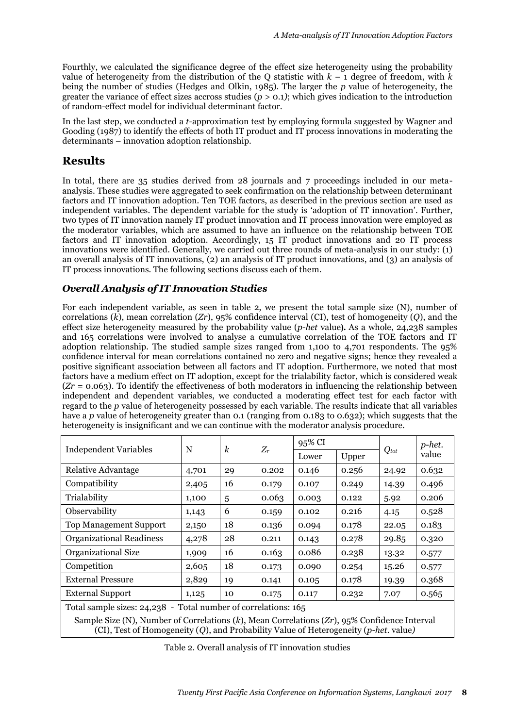Fourthly, we calculated the significance degree of the effect size heterogeneity using the probability value of heterogeneity from the distribution of the Q statistic with $k - 1$ degree of freedom, with $k$ being the number of studies (Hedges and Olkin, 1985). The larger the $p$ value of heterogeneity, the greater the variance of effect sizes accross studies ($p > 0.1$); which gives indication to the introduction of random-effect model for individual determinant factor.

In the last step, we conducted a $t$-approximation test by employing formula suggested by Wagner and Gooding (1987) to identify the effects of both IT product and IT process innovations in moderating the determinants – innovation adoption relationship.

## Results

In total, there are 35 studies derived from 28 journals and 7 proceedings included in our meta-analysis. These studies were aggregated to seek confirmation on the relationship between determinant factors and IT innovation adoption. Ten TOE factors, as described in the previous section are used as independent variables. The dependent variable for the study is 'adoption of IT innovation'. Further, two types of IT innovation namely IT product innovation and IT process innovation were employed as the moderator variables, which are assumed to have an influence on the relationship between TOE factors and IT innovation adoption. Accordingly, 15 IT product innovations and 20 IT process innovations were identified. Generally, we carried out three rounds of meta-analysis in our study: (1) an overall analysis of IT innovations, (2) an analysis of IT product innovations, and (3) an analysis of IT process innovations. The following sections discuss each of them.

### *Overall Analysis of IT Innovation Studies*

For each independent variable, as seen in table 2, we present the total sample size (N), number of correlations ($k$), mean correlation ($Zr$), 95% confidence interval (CI), test of homogeneity ($Q$), and the effect size heterogeneity measured by the probability value (*p-het* value**).** As a whole, 24,238 samples and 165 correlations were involved to analyse a cumulative correlation of the TOE factors and IT adoption relationship. The studied sample sizes ranged from 1,100 to 4,701 respondents. The 95% confidence interval for mean correlations contained no zero and negative signs; hence they revealed a positive significant association between all factors and IT adoption. Furthermore, we noted that most factors have a medium effect on IT adoption, except for the trialability factor, which is considered weak ($Zr = 0.063$). To identify the effectiveness of both moderators in influencing the relationship between independent and dependent variables, we conducted a moderating effect test for each factor with regard to the $p$ value of heterogeneity possessed by each variable. The results indicate that all variables have a $p$ value of heterogeneity greater than 0.1 (ranging from 0.183 to 0.632); which suggests that the heterogeneity is insignificant and we can continue with the moderator analysis procedure.

| Independent Variables | N | $k$ | $Z_r$ | 95% CI | | $Q_{tot}$ | *p-het.* value |
|---|---|---|---|---|---|---|---|
| | | | | Lower | Upper | | |
| Relative Advantage | 4,701 | 29 | 0.202 | 0.146 | 0.256 | 24.92 | 0.632 |
| Compatibility | 2,405 | 16 | 0.179 | 0.107 | 0.249 | 14.39 | 0.496 |
| Trialability | 1,100 | 5 | 0.063 | 0.003 | 0.122 | 5.92 | 0.206 |
| Observability | 1,143 | 6 | 0.159 | 0.102 | 0.216 | 4.15 | 0.528 |
| Top Management Support | 2,150 | 18 | 0.136 | 0.094 | 0.178 | 22.05 | 0.183 |
| Organizational Readiness | 4,278 | 28 | 0.211 | 0.143 | 0.278 | 29.85 | 0.320 |
| Organizational Size | 1,909 | 16 | 0.163 | 0.086 | 0.238 | 13.32 | 0.577 |
| Competition | 2,605 | 18 | 0.173 | 0.090 | 0.254 | 15.26 | 0.577 |
| External Pressure | 2,829 | 19 | 0.141 | 0.105 | 0.178 | 19.39 | 0.368 |
| External Support | 1,125 | 10 | 0.175 | 0.117 | 0.232 | 7.07 | 0.565 |

Total sample sizes: 24,238 - Total number of correlations: 165

Sample Size (N), Number of Correlations ($k$), Mean Correlations ($Zr$), 95% Confidence Interval (CI), Test of Homogeneity ($Q$), and Probability Value of Heterogeneity (*p-het.* value*)*

Table 2. Overall analysis of IT innovation studies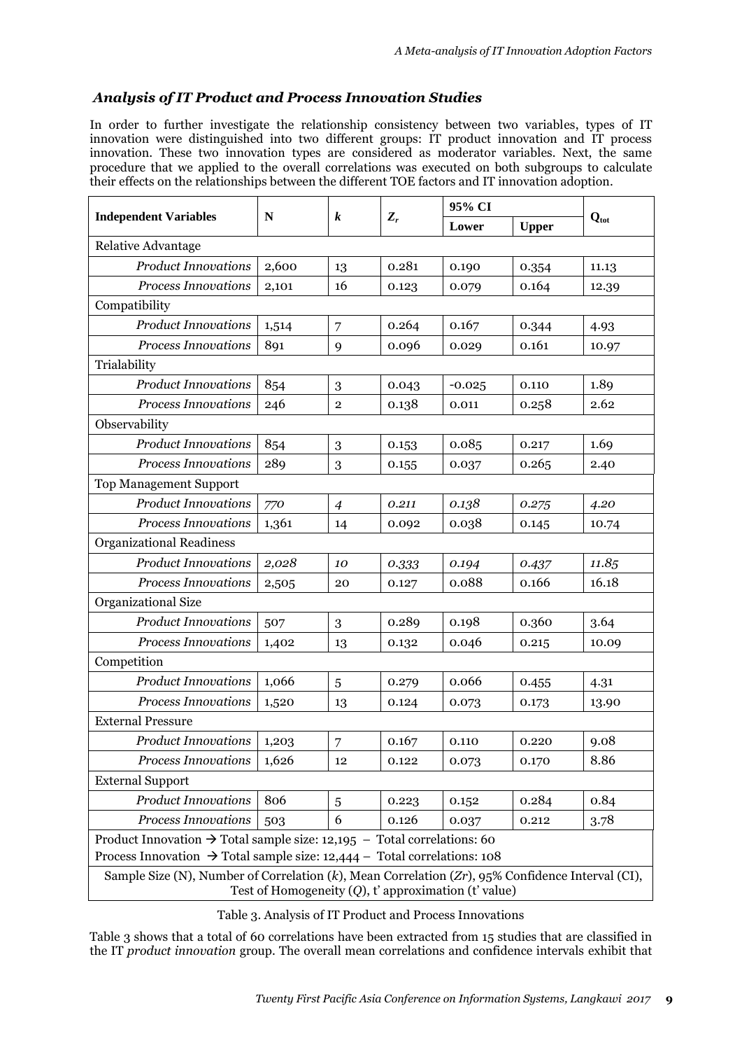### *Analysis of IT Product and Process Innovation Studies*

In order to further investigate the relationship consistency between two variables, types of IT innovation were distinguished into two different groups: IT product innovation and IT process innovation. These two innovation types are considered as moderator variables. Next, the same procedure that we applied to the overall correlations was executed on both subgroups to calculate their effects on the relationships between the different TOE factors and IT innovation adoption.

| **Independent Variables** | **N** | ***k*** | $Z_r$ | **95% CI** | | $Q_{tot}$ |
|---|---|---|---|---|---|---|
| | | | | **Lower** | **Upper** | |
| Relative Advantage | | | | | | |
| *Product Innovations* | 2,600 | 13 | 0.281 | 0.190 | 0.354 | 11.13 |
| *Process Innovations* | 2,101 | 16 | 0.123 | 0.079 | 0.164 | 12.39 |
| Compatibility | | | | | | |
| *Product Innovations* | 1,514 | 7 | 0.264 | 0.167 | 0.344 | 4.93 |
| *Process Innovations* | 891 | 9 | 0.096 | 0.029 | 0.161 | 10.97 |
| Trialability | | | | | | |
| *Product Innovations* | 854 | 3 | 0.043 | -0.025 | 0.110 | 1.89 |
| *Process Innovations* | 246 | 2 | 0.138 | 0.011 | 0.258 | 2.62 |
| Observability | | | | | | |
| *Product Innovations* | 854 | 3 | 0.153 | 0.085 | 0.217 | 1.69 |
| *Process Innovations* | 289 | 3 | 0.155 | 0.037 | 0.265 | 2.40 |
| Top Management Support | | | | | | |
| *Product Innovations* | *770* | *4* | *0.211* | *0.138* | *0.275* | *4.20* |
| *Process Innovations* | 1,361 | 14 | 0.092 | 0.038 | 0.145 | 10.74 |
| Organizational Readiness | | | | | | |
| *Product Innovations* | *2,028* | *10* | *0.333* | *0.194* | *0.437* | *11.85* |
| *Process Innovations* | 2,505 | 20 | 0.127 | 0.088 | 0.166 | 16.18 |
| Organizational Size | | | | | | |
| *Product Innovations* | 507 | 3 | 0.289 | 0.198 | 0.360 | 3.64 |
| *Process Innovations* | 1,402 | 13 | 0.132 | 0.046 | 0.215 | 10.09 |
| Competition | | | | | | |
| *Product Innovations* | 1,066 | 5 | 0.279 | 0.066 | 0.455 | 4.31 |
| *Process Innovations* | 1,520 | 13 | 0.124 | 0.073 | 0.173 | 13.90 |
| External Pressure | | | | | | |
| *Product Innovations* | 1,203 | 7 | 0.167 | 0.110 | 0.220 | 9.08 |
| *Process Innovations* | 1,626 | 12 | 0.122 | 0.073 | 0.170 | 8.86 |
| External Support | | | | | | |
| *Product Innovations* | 806 | 5 | 0.223 | 0.152 | 0.284 | 0.84 |
| *Process Innovations* | 503 | 6 | 0.126 | 0.037 | 0.212 | 3.78 |
| Product Innovation → Total sample size: 12,195 – Total correlations: 60<br>Process Innovation → Total sample size: 12,444 – Total correlations: 108 | | | | | | |
| Sample Size (N), Number of Correlation (*k*), Mean Correlation (*Zr*), 95% Confidence Interval (CI), Test of Homogeneity (*Q*), t' approximation (t' value) | | | | | | |

Table 3. Analysis of IT Product and Process Innovations

Table 3 shows that a total of 60 correlations have been extracted from 15 studies that are classified in the IT *product innovation* group. The overall mean correlations and confidence intervals exhibit that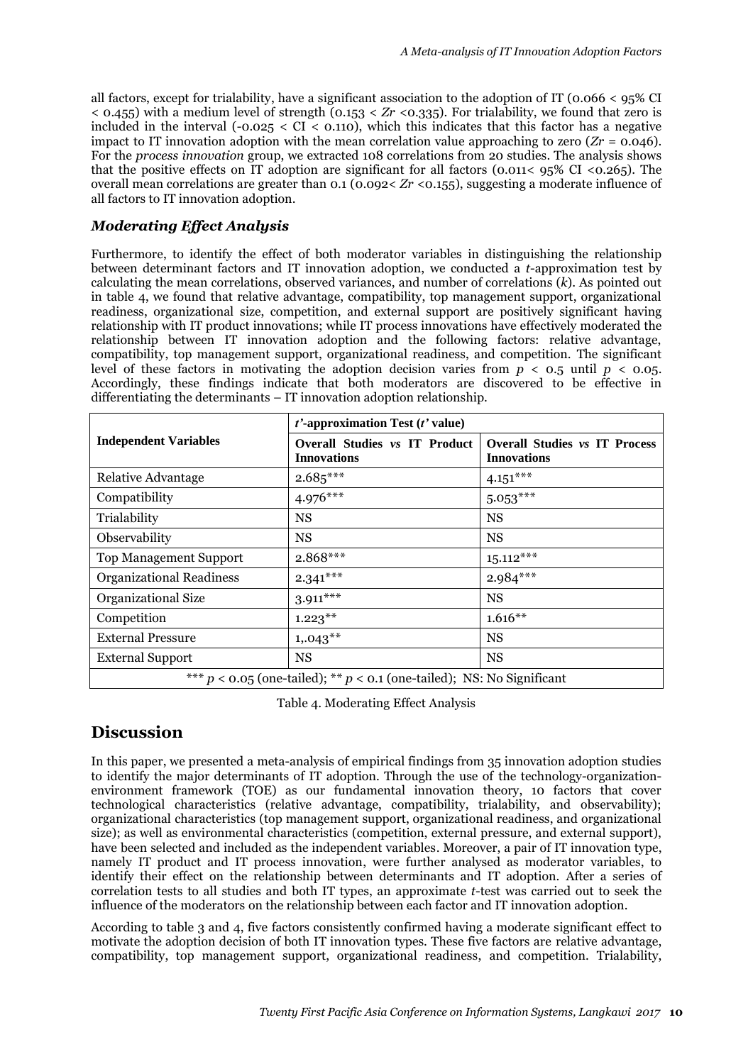all factors, except for trialability, have a significant association to the adoption of IT (0.066 < 95% CI < 0.455) with a medium level of strength (0.153 < $Zr$ <0.335). For trialability, we found that zero is included in the interval (-0.025 < CI < 0.110), which this indicates that this factor has a negative impact to IT innovation adoption with the mean correlation value approaching to zero ($Zr$ = 0.046). For the *process innovation* group, we extracted 108 correlations from 20 studies. The analysis shows that the positive effects on IT adoption are significant for all factors (0.011< 95% CI <0.265). The overall mean correlations are greater than 0.1 (0.092< $Zr$ <0.155), suggesting a moderate influence of all factors to IT innovation adoption.

### *Moderating Effect Analysis*

Furthermore, to identify the effect of both moderator variables in distinguishing the relationship between determinant factors and IT innovation adoption, we conducted a *t*-approximation test by calculating the mean correlations, observed variances, and number of correlations ($k$). As pointed out in table 4, we found that relative advantage, compatibility, top management support, organizational readiness, organizational size, competition, and external support are positively significant having relationship with IT product innovations; while IT process innovations have effectively moderated the relationship between IT innovation adoption and the following factors: relative advantage, compatibility, top management support, organizational readiness, and competition. The significant level of these factors in motivating the adoption decision varies from $p$ < 0.5 until $p$ < 0.05. Accordingly, these findings indicate that both moderators are discovered to be effective in differentiating the determinants – IT innovation adoption relationship.

| **Independent Variables** | ***t'*-approximation Test (*t'* value)** | |
|---|---|---|
| | **Overall Studies *vs* IT Product Innovations** | **Overall Studies *vs* IT Process Innovations** |
| Relative Advantage | 2.685*** | 4.151*** |
| Compatibility | 4.976*** | 5.053*** |
| Trialability | NS | NS |
| Observability | NS | NS |
| Top Management Support | 2.868*** | 15.112*** |
| Organizational Readiness | 2.341*** | 2.984*** |
| Organizational Size | 3.911*** | NS |
| Competition | 1.223** | 1.616** |
| External Pressure | 1,.043** | NS |
| External Support | NS | NS |
| *** $p$ < 0.05 (one-tailed); ** $p$ < 0.1 (one-tailed); NS: No Significant | | |

Table 4. Moderating Effect Analysis

## Discussion

In this paper, we presented a meta-analysis of empirical findings from 35 innovation adoption studies to identify the major determinants of IT adoption. Through the use of the technology-organization-environment framework (TOE) as our fundamental innovation theory, 10 factors that cover technological characteristics (relative advantage, compatibility, trialability, and observability); organizational characteristics (top management support, organizational readiness, and organizational size); as well as environmental characteristics (competition, external pressure, and external support), have been selected and included as the independent variables. Moreover, a pair of IT innovation type, namely IT product and IT process innovation, were further analysed as moderator variables, to identify their effect on the relationship between determinants and IT adoption. After a series of correlation tests to all studies and both IT types, an approximate *t*-test was carried out to seek the influence of the moderators on the relationship between each factor and IT innovation adoption.

According to table 3 and 4, five factors consistently confirmed having a moderate significant effect to motivate the adoption decision of both IT innovation types. These five factors are relative advantage, compatibility, top management support, organizational readiness, and competition. Trialability,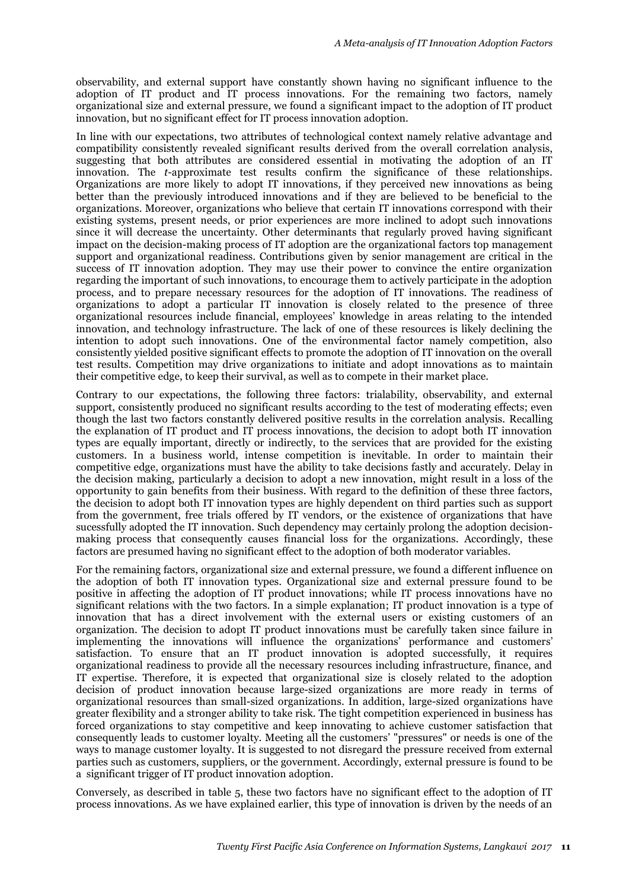observability, and external support have constantly shown having no significant influence to the adoption of IT product and IT process innovations. For the remaining two factors, namely organizational size and external pressure, we found a significant impact to the adoption of IT product innovation, but no significant effect for IT process innovation adoption.

In line with our expectations, two attributes of technological context namely relative advantage and compatibility consistently revealed significant results derived from the overall correlation analysis, suggesting that both attributes are considered essential in motivating the adoption of an IT innovation. The *t*-approximate test results confirm the significance of these relationships. Organizations are more likely to adopt IT innovations, if they perceived new innovations as being better than the previously introduced innovations and if they are believed to be beneficial to the organizations. Moreover, organizations who believe that certain IT innovations correspond with their existing systems, present needs, or prior experiences are more inclined to adopt such innovations since it will decrease the uncertainty. Other determinants that regularly proved having significant impact on the decision-making process of IT adoption are the organizational factors top management support and organizational readiness. Contributions given by senior management are critical in the success of IT innovation adoption. They may use their power to convince the entire organization regarding the important of such innovations, to encourage them to actively participate in the adoption process, and to prepare necessary resources for the adoption of IT innovations. The readiness of organizations to adopt a particular IT innovation is closely related to the presence of three organizational resources include financial, employees' knowledge in areas relating to the intended innovation, and technology infrastructure. The lack of one of these resources is likely declining the intention to adopt such innovations. One of the environmental factor namely competition, also consistently yielded positive significant effects to promote the adoption of IT innovation on the overall test results. Competition may drive organizations to initiate and adopt innovations as to maintain their competitive edge, to keep their survival, as well as to compete in their market place.

Contrary to our expectations, the following three factors: trialability, observability, and external support, consistently produced no significant results according to the test of moderating effects; even though the last two factors constantly delivered positive results in the correlation analysis. Recalling the explanation of IT product and IT process innovations, the decision to adopt both IT innovation types are equally important, directly or indirectly, to the services that are provided for the existing customers. In a business world, intense competition is inevitable. In order to maintain their competitive edge, organizations must have the ability to take decisions fastly and accurately. Delay in the decision making, particularly a decision to adopt a new innovation, might result in a loss of the opportunity to gain benefits from their business. With regard to the definition of these three factors, the decision to adopt both IT innovation types are highly dependent on third parties such as support from the government, free trials offered by IT vendors, or the existence of organizations that have sucessfully adopted the IT innovation. Such dependency may certainly prolong the adoption decision-making process that consequently causes financial loss for the organizations. Accordingly, these factors are presumed having no significant effect to the adoption of both moderator variables.

For the remaining factors, organizational size and external pressure, we found a different influence on the adoption of both IT innovation types. Organizational size and external pressure found to be positive in affecting the adoption of IT product innovations; while IT process innovations have no significant relations with the two factors. In a simple explanation; IT product innovation is a type of innovation that has a direct involvement with the external users or existing customers of an organization. The decision to adopt IT product innovations must be carefully taken since failure in implementing the innovations will influence the organizations' performance and customers' satisfaction. To ensure that an IT product innovation is adopted successfully, it requires organizational readiness to provide all the necessary resources including infrastructure, finance, and IT expertise. Therefore, it is expected that organizational size is closely related to the adoption decision of product innovation because large-sized organizations are more ready in terms of organizational resources than small-sized organizations. In addition, large-sized organizations have greater flexibility and a stronger ability to take risk. The tight competition experienced in business has forced organizations to stay competitive and keep innovating to achieve customer satisfaction that consequently leads to customer loyalty. Meeting all the customers' "pressures" or needs is one of the ways to manage customer loyalty. It is suggested to not disregard the pressure received from external parties such as customers, suppliers, or the government. Accordingly, external pressure is found to be a significant trigger of IT product innovation adoption.

Conversely, as described in table 5, these two factors have no significant effect to the adoption of IT process innovations. As we have explained earlier, this type of innovation is driven by the needs of an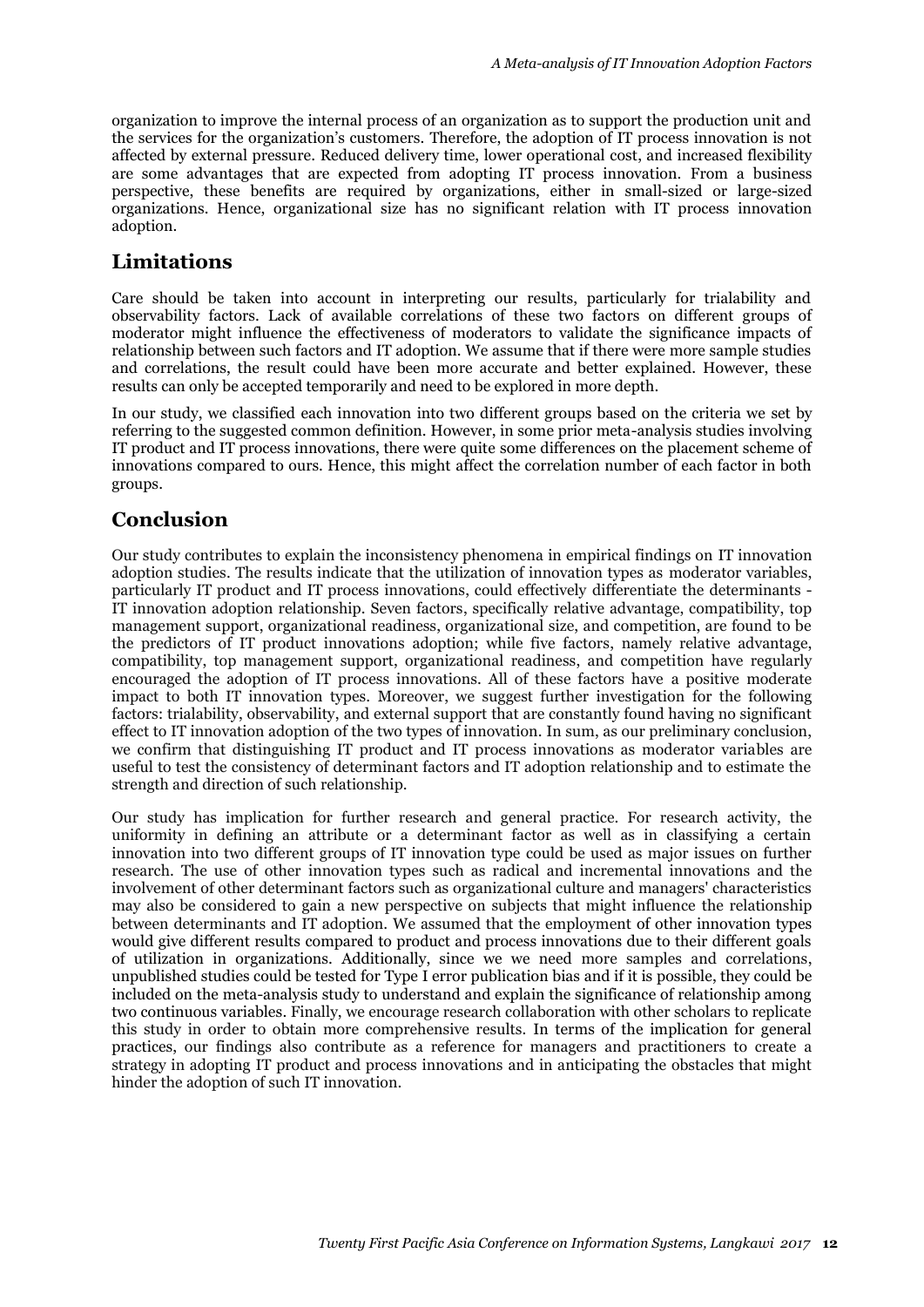organization to improve the internal process of an organization as to support the production unit and the services for the organization's customers. Therefore, the adoption of IT process innovation is not affected by external pressure. Reduced delivery time, lower operational cost, and increased flexibility are some advantages that are expected from adopting IT process innovation. From a business perspective, these benefits are required by organizations, either in small-sized or large-sized organizations. Hence, organizational size has no significant relation with IT process innovation adoption.

## Limitations

Care should be taken into account in interpreting our results, particularly for trialability and observability factors. Lack of available correlations of these two factors on different groups of moderator might influence the effectiveness of moderators to validate the significance impacts of relationship between such factors and IT adoption. We assume that if there were more sample studies and correlations, the result could have been more accurate and better explained. However, these results can only be accepted temporarily and need to be explored in more depth.

In our study, we classified each innovation into two different groups based on the criteria we set by referring to the suggested common definition. However, in some prior meta-analysis studies involving IT product and IT process innovations, there were quite some differences on the placement scheme of innovations compared to ours. Hence, this might affect the correlation number of each factor in both groups.

## Conclusion

Our study contributes to explain the inconsistency phenomena in empirical findings on IT innovation adoption studies. The results indicate that the utilization of innovation types as moderator variables, particularly IT product and IT process innovations, could effectively differentiate the determinants - IT innovation adoption relationship. Seven factors, specifically relative advantage, compatibility, top management support, organizational readiness, organizational size, and competition, are found to be the predictors of IT product innovations adoption; while five factors, namely relative advantage, compatibility, top management support, organizational readiness, and competition have regularly encouraged the adoption of IT process innovations. All of these factors have a positive moderate impact to both IT innovation types. Moreover, we suggest further investigation for the following factors: trialability, observability, and external support that are constantly found having no significant effect to IT innovation adoption of the two types of innovation. In sum, as our preliminary conclusion, we confirm that distinguishing IT product and IT process innovations as moderator variables are useful to test the consistency of determinant factors and IT adoption relationship and to estimate the strength and direction of such relationship.

Our study has implication for further research and general practice. For research activity, the uniformity in defining an attribute or a determinant factor as well as in classifying a certain innovation into two different groups of IT innovation type could be used as major issues on further research. The use of other innovation types such as radical and incremental innovations and the involvement of other determinant factors such as organizational culture and managers' characteristics may also be considered to gain a new perspective on subjects that might influence the relationship between determinants and IT adoption. We assumed that the employment of other innovation types would give different results compared to product and process innovations due to their different goals of utilization in organizations. Additionally, since we we need more samples and correlations, unpublished studies could be tested for Type I error publication bias and if it is possible, they could be included on the meta-analysis study to understand and explain the significance of relationship among two continuous variables. Finally, we encourage research collaboration with other scholars to replicate this study in order to obtain more comprehensive results. In terms of the implication for general practices, our findings also contribute as a reference for managers and practitioners to create a strategy in adopting IT product and process innovations and in anticipating the obstacles that might hinder the adoption of such IT innovation.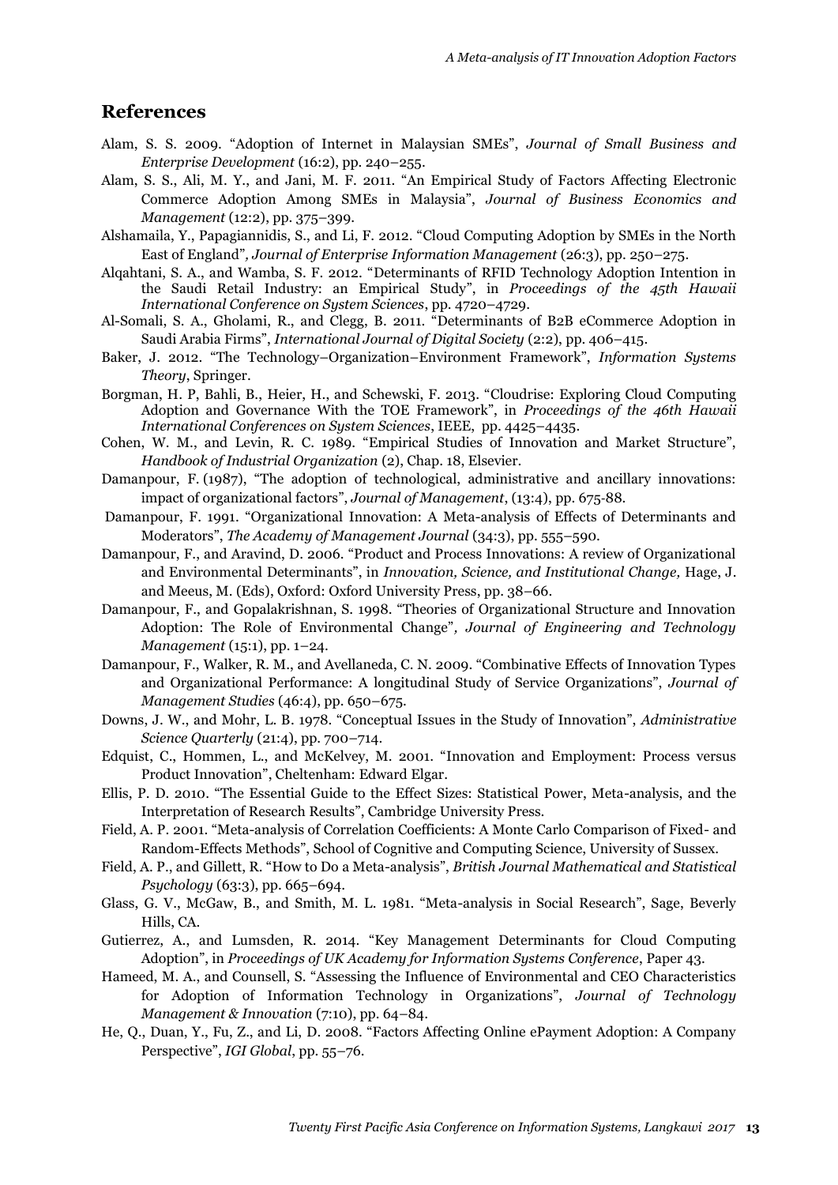## References

Alam, S. S. 2009. "Adoption of Internet in Malaysian SMEs", *Journal of Small Business and Enterprise Development* (16:2), pp. 240–255.

Alam, S. S., Ali, M. Y., and Jani, M. F. 2011. "An Empirical Study of Factors Affecting Electronic Commerce Adoption Among SMEs in Malaysia", *Journal of Business Economics and Management* (12:2), pp. 375–399.

Alshamaila, Y., Papagiannidis, S., and Li, F. 2012. "Cloud Computing Adoption by SMEs in the North East of England", *Journal of Enterprise Information Management* (26:3), pp. 250–275.

Alqahtani, S. A., and Wamba, S. F. 2012. "Determinants of RFID Technology Adoption Intention in the Saudi Retail Industry: an Empirical Study", in *Proceedings of the 45th Hawaii International Conference on System Sciences*, pp. 4720–4729.

Al-Somali, S. A., Gholami, R., and Clegg, B. 2011. "Determinants of B2B eCommerce Adoption in Saudi Arabia Firms", *International Journal of Digital Society* (2:2), pp. 406–415.

Baker, J. 2012. "The Technology–Organization–Environment Framework", *Information Systems Theory*, Springer.

Borgman, H. P, Bahli, B., Heier, H., and Schewski, F. 2013. "Cloudrise: Exploring Cloud Computing Adoption and Governance With the TOE Framework", in *Proceedings of the 46th Hawaii International Conferences on System Sciences*, IEEE, pp. 4425–4435.

Cohen, W. M., and Levin, R. C. 1989. "Empirical Studies of Innovation and Market Structure", *Handbook of Industrial Organization* (2), Chap. 18, Elsevier.

Damanpour, F. (1987), "The adoption of technological, administrative and ancillary innovations: impact of organizational factors", *Journal of Management*, (13:4), pp. 675-88.

Damanpour, F. 1991. "Organizational Innovation: A Meta-analysis of Effects of Determinants and Moderators", *The Academy of Management Journal* (34:3), pp. 555–590.

Damanpour, F., and Aravind, D. 2006. "Product and Process Innovations: A review of Organizational and Environmental Determinants", in *Innovation, Science, and Institutional Change,* Hage, J. and Meeus, M. (Eds), Oxford: Oxford University Press, pp. 38–66.

Damanpour, F., and Gopalakrishnan, S. 1998. "Theories of Organizational Structure and Innovation Adoption: The Role of Environmental Change", *Journal of Engineering and Technology Management* (15:1), pp. 1–24.

Damanpour, F., Walker, R. M., and Avellaneda, C. N. 2009. "Combinative Effects of Innovation Types and Organizational Performance: A longitudinal Study of Service Organizations", *Journal of Management Studies* (46:4), pp. 650–675.

Downs, J. W., and Mohr, L. B. 1978. "Conceptual Issues in the Study of Innovation", *Administrative Science Quarterly* (21:4), pp. 700–714.

Edquist, C., Hommen, L., and McKelvey, M. 2001. "Innovation and Employment: Process versus Product Innovation", Cheltenham: Edward Elgar.

Ellis, P. D. 2010. "The Essential Guide to the Effect Sizes: Statistical Power, Meta-analysis, and the Interpretation of Research Results", Cambridge University Press.

Field, A. P. 2001. "Meta-analysis of Correlation Coefficients: A Monte Carlo Comparison of Fixed- and Random-Effects Methods", School of Cognitive and Computing Science, University of Sussex.

Field, A. P., and Gillett, R. "How to Do a Meta-analysis", *British Journal Mathematical and Statistical Psychology* (63:3), pp. 665–694.

Glass, G. V., McGaw, B., and Smith, M. L. 1981. "Meta-analysis in Social Research", Sage, Beverly Hills, CA.

Gutierrez, A., and Lumsden, R. 2014. "Key Management Determinants for Cloud Computing Adoption", in *Proceedings of UK Academy for Information Systems Conference*, Paper 43.

Hameed, M. A., and Counsell, S. "Assessing the Influence of Environmental and CEO Characteristics for Adoption of Information Technology in Organizations", *Journal of Technology Management & Innovation* (7:10), pp. 64–84.

He, Q., Duan, Y., Fu, Z., and Li, D. 2008. "Factors Affecting Online ePayment Adoption: A Company Perspective", *IGI Global*, pp. 55–76.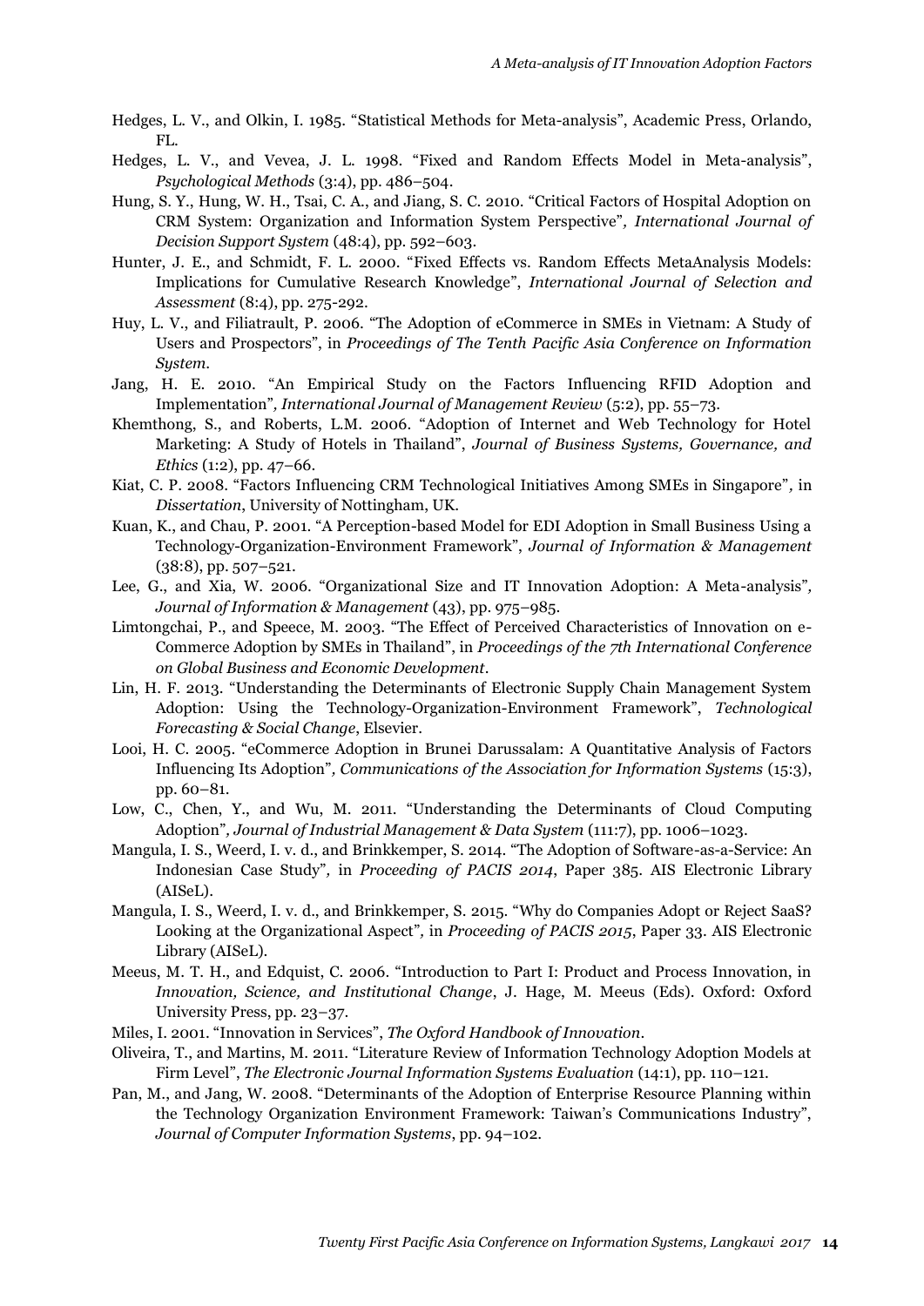Hedges, L. V., and Olkin, I. 1985. “Statistical Methods for Meta-analysis”, Academic Press, Orlando, FL.

Hedges, L. V., and Vevea, J. L. 1998. “Fixed and Random Effects Model in Meta-analysis”, *Psychological Methods* (3:4), pp. 486–504.

Hung, S. Y., Hung, W. H., Tsai, C. A., and Jiang, S. C. 2010. “Critical Factors of Hospital Adoption on CRM System: Organization and Information System Perspective”*, International Journal of Decision Support System* (48:4), pp. 592–603.

Hunter, J. E., and Schmidt, F. L. 2000. “Fixed Effects vs. Random Effects MetaAnalysis Models: Implications for Cumulative Research Knowledge”, *International Journal of Selection and Assessment* (8:4), pp. 275-292.

Huy, L. V., and Filiatrault, P. 2006. “The Adoption of eCommerce in SMEs in Vietnam: A Study of Users and Prospectors”, in *Proceedings of The Tenth Pacific Asia Conference on Information System.*

Jang, H. E. 2010. “An Empirical Study on the Factors Influencing RFID Adoption and Implementation”*, International Journal of Management Review* (5:2), pp. 55–73.

Khemthong, S., and Roberts, L.M. 2006. “Adoption of Internet and Web Technology for Hotel Marketing: A Study of Hotels in Thailand”, *Journal of Business Systems, Governance, and Ethics* (1:2), pp. 47–66.

Kiat, C. P. 2008. “Factors Influencing CRM Technological Initiatives Among SMEs in Singapore”*,* in *Dissertation*, University of Nottingham, UK.

Kuan, K., and Chau, P. 2001. “A Perception-based Model for EDI Adoption in Small Business Using a Technology-Organization-Environment Framework”, *Journal of Information & Management* (38:8), pp. 507–521.

Lee, G., and Xia, W. 2006. “Organizational Size and IT Innovation Adoption: A Meta-analysis”*, Journal of Information & Management* (43), pp. 975–985.

Limtongchai, P., and Speece, M. 2003. “The Effect of Perceived Characteristics of Innovation on e-Commerce Adoption by SMEs in Thailand”, in *Proceedings of the 7th International Conference on Global Business and Economic Development*.

Lin, H. F. 2013. “Understanding the Determinants of Electronic Supply Chain Management System Adoption: Using the Technology-Organization-Environment Framework”, *Technological Forecasting & Social Change*, Elsevier.

Looi, H. C. 2005. “eCommerce Adoption in Brunei Darussalam: A Quantitative Analysis of Factors Influencing Its Adoption”*, Communications of the Association for Information Systems* (15:3), pp. 60–81.

Low, C., Chen, Y., and Wu, M. 2011. “Understanding the Determinants of Cloud Computing Adoption”*, Journal of Industrial Management & Data System* (111:7), pp. 1006–1023.

Mangula, I. S., Weerd, I. v. d., and Brinkkemper, S. 2014. “The Adoption of Software-as-a-Service: An Indonesian Case Study”*,* in *Proceeding of PACIS 2014*, Paper 385. AIS Electronic Library (AISeL).

Mangula, I. S., Weerd, I. v. d., and Brinkkemper, S. 2015. “Why do Companies Adopt or Reject SaaS? Looking at the Organizational Aspect”*,* in *Proceeding of PACIS 2015*, Paper 33. AIS Electronic Library (AISeL).

Meeus, M. T. H., and Edquist, C. 2006. “Introduction to Part I: Product and Process Innovation, in *Innovation, Science, and Institutional Change*, J. Hage, M. Meeus (Eds). Oxford: Oxford University Press, pp. 23–37.

Miles, I. 2001. “Innovation in Services”, *The Oxford Handbook of Innovation*.

Oliveira, T., and Martins, M. 2011. “Literature Review of Information Technology Adoption Models at Firm Level”, *The Electronic Journal Information Systems Evaluation* (14:1), pp. 110–121.

Pan, M., and Jang, W. 2008. “Determinants of the Adoption of Enterprise Resource Planning within the Technology Organization Environment Framework: Taiwan's Communications Industry”, *Journal of Computer Information Systems*, pp. 94–102.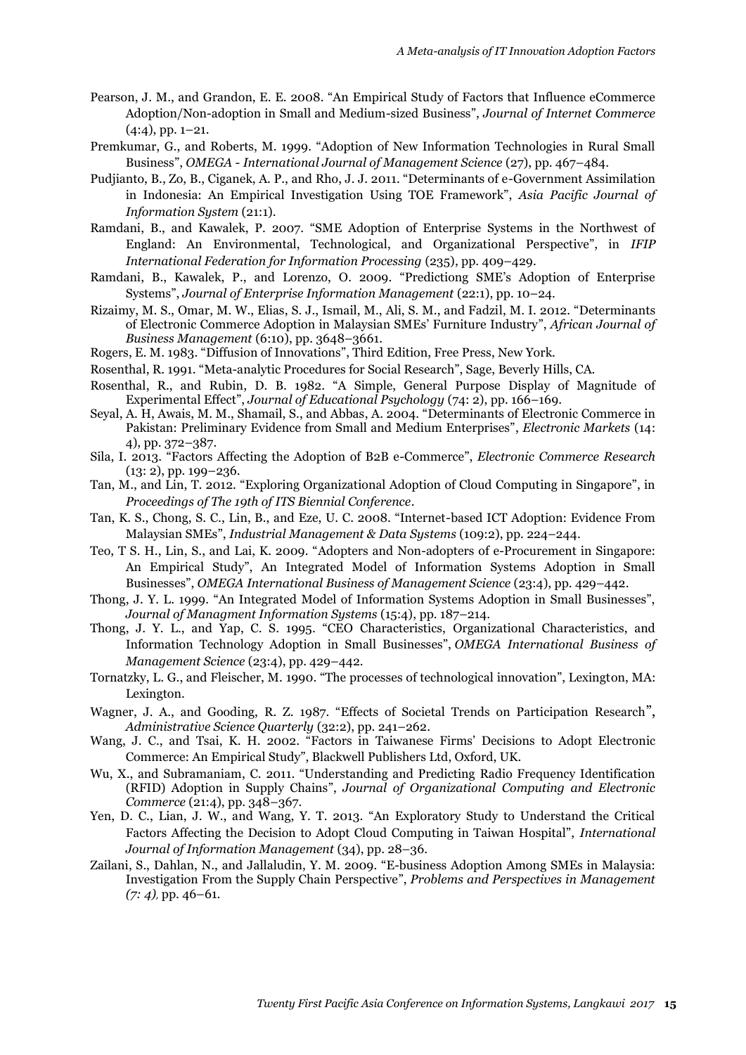Pearson, J. M., and Grandon, E. E. 2008. "An Empirical Study of Factors that Influence eCommerce Adoption/Non-adoption in Small and Medium-sized Business", *Journal of Internet Commerce* (4:4), pp. 1–21.

Premkumar, G., and Roberts, M. 1999. "Adoption of New Information Technologies in Rural Small Business", *OMEGA - International Journal of Management Science* (27), pp. 467–484.

Pudjianto, B., Zo, B., Ciganek, A. P., and Rho, J. J. 2011. "Determinants of e-Government Assimilation in Indonesia: An Empirical Investigation Using TOE Framework", *Asia Pacific Journal of Information System* (21:1).

Ramdani, B., and Kawalek, P. 2007. "SME Adoption of Enterprise Systems in the Northwest of England: An Environmental, Technological, and Organizational Perspective", in *IFIP International Federation for Information Processing* (235), pp. 409–429.

Ramdani, B., Kawalek, P., and Lorenzo, O. 2009. "Predicting SME's Adoption of Enterprise Systems", *Journal of Enterprise Information Management* (22:1), pp. 10–24.

Rizaimy, M. S., Omar, M. W., Elias, S. J., Ismail, M., Ali, S. M., and Fadzil, M. I. 2012. "Determinants of Electronic Commerce Adoption in Malaysian SMEs' Furniture Industry", *African Journal of Business Management* (6:10), pp. 3648–3661.

Rogers, E. M. 1983. "Diffusion of Innovations", Third Edition, Free Press, New York.

Rosenthal, R. 1991. "Meta-analytic Procedures for Social Research", Sage, Beverly Hills, CA.

Rosenthal, R., and Rubin, D. B. 1982. "A Simple, General Purpose Display of Magnitude of Experimental Effect", *Journal of Educational Psychology* (74: 2), pp. 166–169.

Seyal, A. H, Awais, M. M., Shamail, S., and Abbas, A. 2004. "Determinants of Electronic Commerce in Pakistan: Preliminary Evidence from Small and Medium Enterprises", *Electronic Markets* (14: 4), pp. 372–387.

Sila, I. 2013. "Factors Affecting the Adoption of B2B e-Commerce", *Electronic Commerce Research* (13: 2), pp. 199–236.

Tan, M., and Lin, T. 2012. "Exploring Organizational Adoption of Cloud Computing in Singapore", in *Proceedings of The 19th of ITS Biennial Conference*.

Tan, K. S., Chong, S. C., Lin, B., and Eze, U. C. 2008. "Internet-based ICT Adoption: Evidence From Malaysian SMEs", *Industrial Management & Data Systems* (109:2), pp. 224–244.

Teo, T S. H., Lin, S., and Lai, K. 2009. "Adopters and Non-adopters of e-Procurement in Singapore: An Empirical Study", An Integrated Model of Information Systems Adoption in Small Businesses", *OMEGA International Business of Management Science* (23:4), pp. 429–442.

Thong, J. Y. L. 1999. "An Integrated Model of Information Systems Adoption in Small Businesses", *Journal of Managment Information Systems* (15:4), pp. 187–214.

Thong, J. Y. L., and Yap, C. S. 1995. "CEO Characteristics, Organizational Characteristics, and Information Technology Adoption in Small Businesses", *OMEGA International Business of Management Science* (23:4), pp. 429–442.

Tornatzky, L. G., and Fleischer, M. 1990. "The processes of technological innovation", Lexington, MA: Lexington.

Wagner, J. A., and Gooding, R. Z. 1987. "Effects of Societal Trends on Participation Research", *Administrative Science Quarterly* (32:2), pp. 241–262.

Wang, J. C., and Tsai, K. H. 2002. "Factors in Taiwanese Firms' Decisions to Adopt Electronic Commerce: An Empirical Study", Blackwell Publishers Ltd, Oxford, UK.

Wu, X., and Subramaniam, C. 2011. "Understanding and Predicting Radio Frequency Identification (RFID) Adoption in Supply Chains", *Journal of Organizational Computing and Electronic Commerce* (21:4), pp. 348–367.

Yen, D. C., Lian, J. W., and Wang, Y. T. 2013. "An Exploratory Study to Understand the Critical Factors Affecting the Decision to Adopt Cloud Computing in Taiwan Hospital", *International Journal of Information Management* (34), pp. 28–36.

Zailani, S., Dahlan, N., and Jallaludin, Y. M. 2009. "E-business Adoption Among SMEs in Malaysia: Investigation From the Supply Chain Perspective", *Problems and Perspectives in Management (7: 4)*, pp. 46–61.